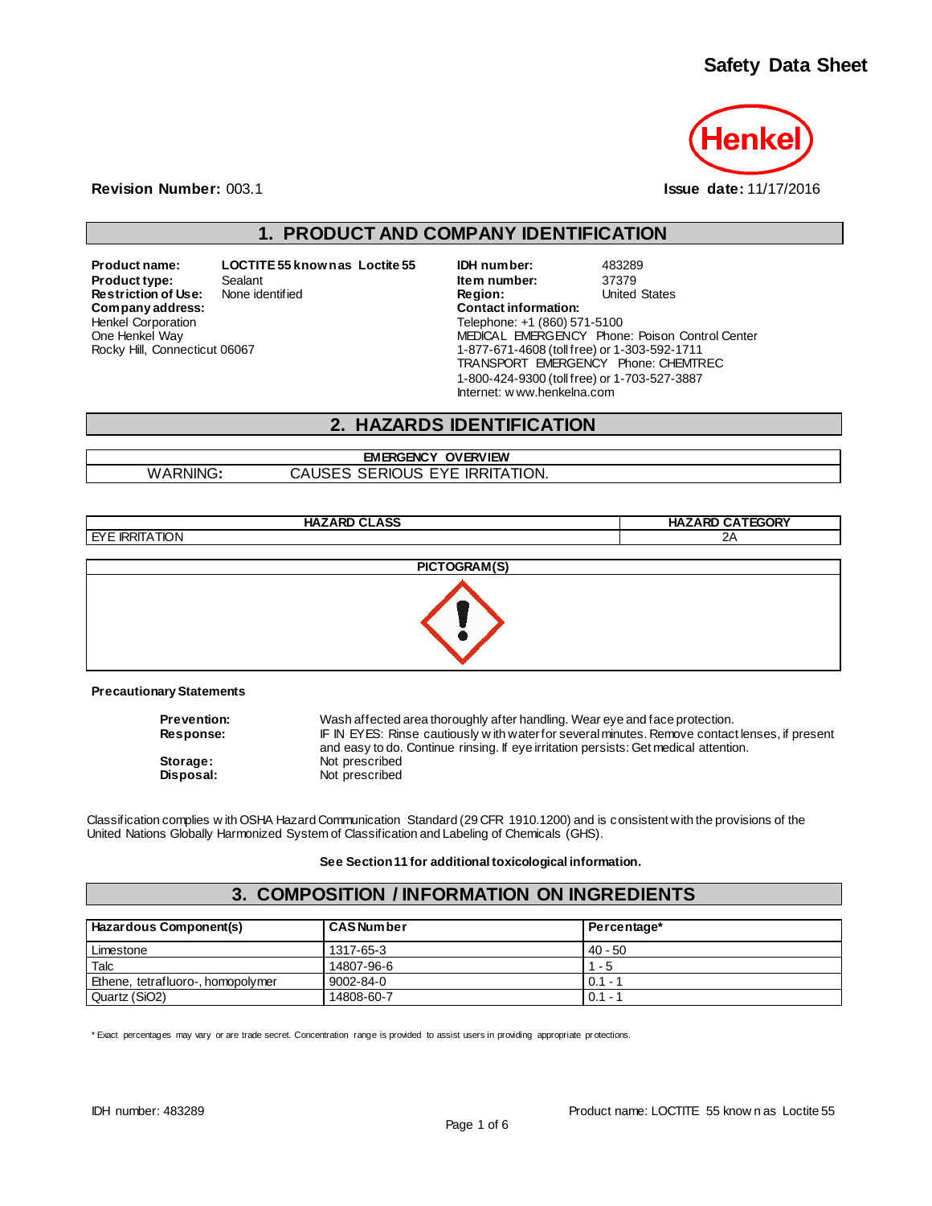# Safety Data Sheet

**Revision Number:** 003.1

**Issue date:** 11/17/2016

## 1. PRODUCT AND COMPANY IDENTIFICATION

**Product name:** LOCTITE 55 known as Loctite 55
**Product type:** Sealant
**Restriction of Use:** None identified
**Company address:**
Henkel Corporation
One Henkel Way
Rocky Hill, Connecticut 06067

**IDH number:** 483289
**Item number:** 37379
**Region:** United States
**Contact information:**
Telephone: +1 (860) 571-5100
MEDICAL EMERGENCY Phone: Poison Control Center
1-877-671-4608 (toll free) or 1-303-592-1711
TRANSPORT EMERGENCY Phone: CHEMTREC
1-800-424-9300 (toll free) or 1-703-527-3887
Internet: www.henkelna.com

## 2. HAZARDS IDENTIFICATION

| EMERGENCY OVERVIEW | |
|---|---|
| WARNING: | CAUSES SERIOUS EYE IRRITATION. |

| HAZARD CLASS | HAZARD CATEGORY |
|---|---|
| EYE IRRITATION | 2A |

**PICTOGRAM(S)**

**Precautionary Statements**

**Prevention:** Wash affected area thoroughly after handling. Wear eye and face protection.
**Response:** IF IN EYES: Rinse cautiously with water for several minutes. Remove contact lenses, if present and easy to do. Continue rinsing. If eye irritation persists: Get medical attention.
**Storage:** Not prescribed
**Disposal:** Not prescribed

Classification complies with OSHA Hazard Communication Standard (29 CFR 1910.1200) and is consistent with the provisions of the United Nations Globally Harmonized System of Classification and Labeling of Chemicals (GHS).

**See Section 11 for additional toxicological information.**

## 3. COMPOSITION / INFORMATION ON INGREDIENTS

| Hazardous Component(s) | CAS Number | Percentage* |
|---|---|---|
| Limestone | 1317-65-3 | 40 - 50 |
| Talc | 14807-96-6 | 1 - 5 |
| Ethene, tetrafluoro-, homopolymer | 9002-84-0 | 0.1 - 1 |
| Quartz ($SiO_2$) | 14808-60-7 | 0.1 - 1 |

\* Exact percentages may vary or are trade secret. Concentration range is provided to assist users in providing appropriate protections.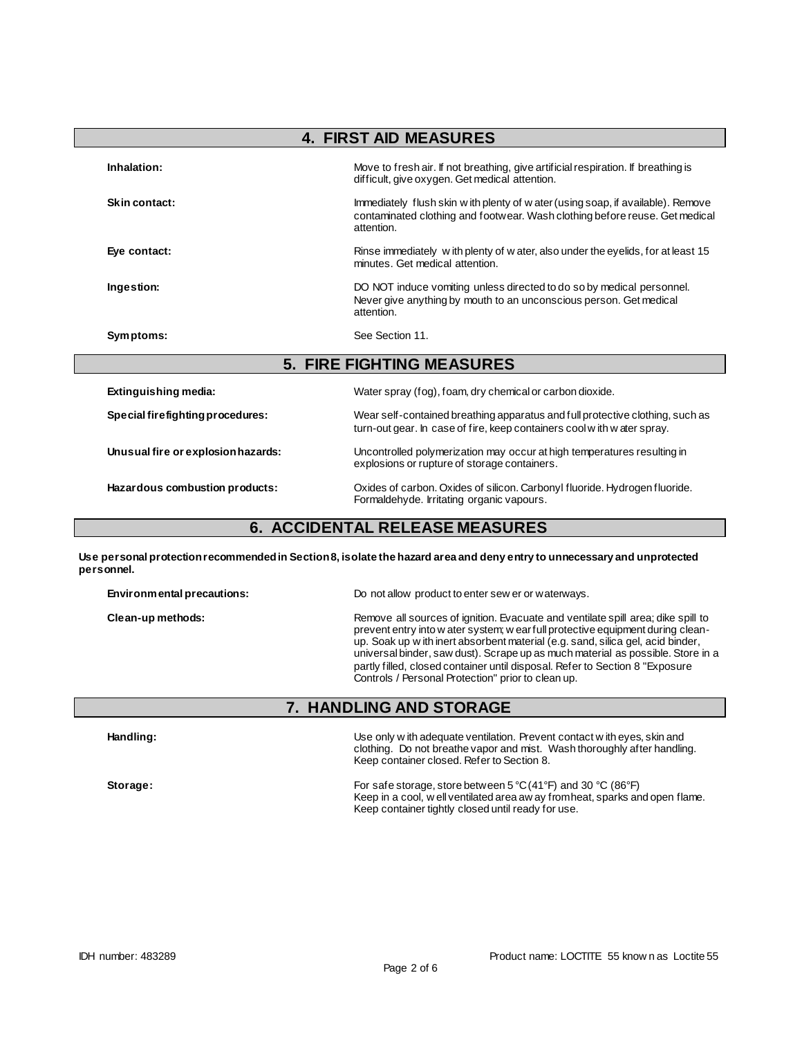## 4. FIRST AID MEASURES

| | |
|---|---|
| **Inhalation:** | Move to fresh air. If not breathing, give artificial respiration. If breathing is difficult, give oxygen. Get medical attention. |
| **Skin contact:** | Immediately flush skin with plenty of water (using soap, if available). Remove contaminated clothing and footwear. Wash clothing before reuse. Get medical attention. |
| **Eye contact:** | Rinse immediately with plenty of water, also under the eyelids, for at least 15 minutes. Get medical attention. |
| **Ingestion:** | DO NOT induce vomiting unless directed to do so by medical personnel. Never give anything by mouth to an unconscious person. Get medical attention. |
| **Symptoms:** | See Section 11. |

## 5. FIRE FIGHTING MEASURES

| | |
|---|---|
| **Extinguishing media:** | Water spray (fog), foam, dry chemical or carbon dioxide. |
| **Special firefighting procedures:** | Wear self-contained breathing apparatus and full protective clothing, such as turn-out gear. In case of fire, keep containers cool with water spray. |
| **Unusual fire or explosion hazards:** | Uncontrolled polymerization may occur at high temperatures resulting in explosions or rupture of storage containers. |
| **Hazardous combustion products:** | Oxides of carbon. Oxides of silicon. Carbonyl fluoride. Hydrogen fluoride. Formaldehyde. Irritating organic vapours. |

## 6. ACCIDENTAL RELEASE MEASURES

**Use personal protection recommended in Section 8, isolate the hazard area and deny entry to unnecessary and unprotected personnel.**

| | |
|---|---|
| **Environmental precautions:** | Do not allow product to enter sewer or waterways. |
| **Clean-up methods:** | Remove all sources of ignition. Evacuate and ventilate spill area; dike spill to prevent entry into water system; wear full protective equipment during clean-up. Soak up with inert absorbent material (e.g. sand, silica gel, acid binder, universal binder, saw dust). Scrape up as much material as possible. Store in a partly filled, closed container until disposal. Refer to Section 8 "Exposure Controls / Personal Protection" prior to clean up. |

## 7. HANDLING AND STORAGE

| | |
|---|---|
| **Handling:** | Use only with adequate ventilation. Prevent contact with eyes, skin and clothing. Do not breathe vapor and mist. Wash thoroughly after handling. Keep container closed. Refer to Section 8. |
| **Storage:** | For safe storage, store between 5 °C (41°F) and 30 °C (86°F) Keep in a cool, well ventilated area away from heat, sparks and open flame. Keep container tightly closed until ready for use. |

IDH number: 483289 Product name: LOCTITE 55 known as Loctite 55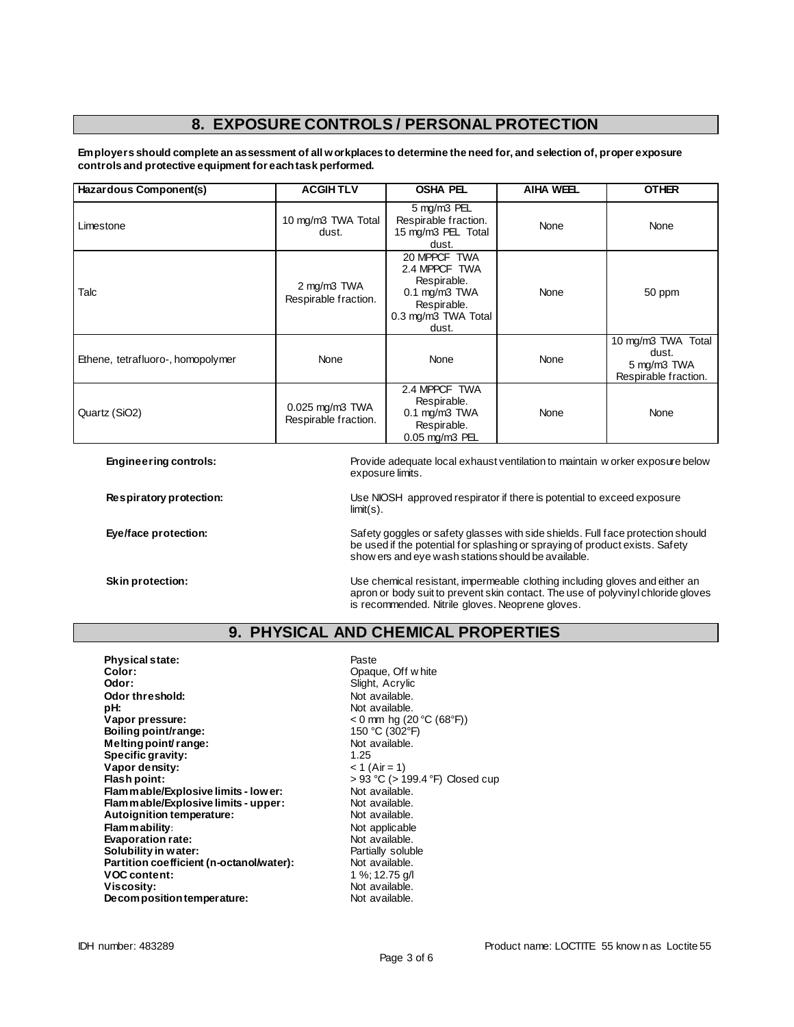## 8. EXPOSURE CONTROLS / PERSONAL PROTECTION

**Employers should complete an assessment of all workplaces to determine the need for, and selection of, proper exposure controls and protective equipment for each task performed.**

| Hazardous Component(s) | ACGIH TLV | OSHA PEL | AIHA WEEL | OTHER |
|---|---|---|---|---|
| Limestone | 10 mg/m3 TWA Total dust. | 5 mg/m3 PEL Respirable fraction. 15 mg/m3 PEL Total dust. | None | None |
| Talc | 2 mg/m3 TWA Respirable fraction. | 20 MPPCF TWA 2.4 MPPCF TWA Respirable. 0.1 mg/m3 TWA Respirable. 0.3 mg/m3 TWA Total dust. | None | 50 ppm |
| Ethene, tetrafluoro-, homopolymer | None | None | None | 10 mg/m3 TWA Total dust. 5 mg/m3 TWA Respirable fraction. |
| Quartz ($SiO_2$) | 0.025 mg/m3 TWA Respirable fraction. | 2.4 MPPCF TWA Respirable. 0.1 mg/m3 TWA Respirable. 0.05 mg/m3 PEL | None | None |

**Engineering controls:** Provide adequate local exhaust ventilation to maintain worker exposure below exposure limits.

**Respiratory protection:** Use NIOSH approved respirator if there is potential to exceed exposure limit(s).

**Eye/face protection:** Safety goggles or safety glasses with side shields. Full face protection should be used if the potential for splashing or spraying of product exists. Safety showers and eye wash stations should be available.

**Skin protection:** Use chemical resistant, impermeable clothing including gloves and either an apron or body suit to prevent skin contact. The use of polyvinyl chloride gloves is recommended. Nitrile gloves. Neoprene gloves.

## 9. PHYSICAL AND CHEMICAL PROPERTIES

**Physical state:** Paste
**Color:** Opaque, Off white
**Odor:** Slight, Acrylic
**Odor threshold:** Not available.
**pH:** Not available.
**Vapor pressure:** < 0 mm hg (20 °C (68°F))
**Boiling point/range:** 150 °C (302°F)
**Melting point/ range:** Not available.
**Specific gravity:** 1.25
**Vapor density:** < 1 (Air = 1)
**Flash point:** > 93 °C (> 199.4 °F) Closed cup
**Flammable/Explosive limits - lower:** Not available.
**Flammable/Explosive limits - upper:** Not available.
**Autoignition temperature:** Not available.
**Flammability:** Not applicable
**Evaporation rate:** Not available.
**Solubility in water:** Partially soluble
**Partition coefficient (n-octanol/water):** Not available.
**VOC content:** 1 %; 12.75 g/l
**Viscosity:** Not available.
**Decomposition temperature:** Not available.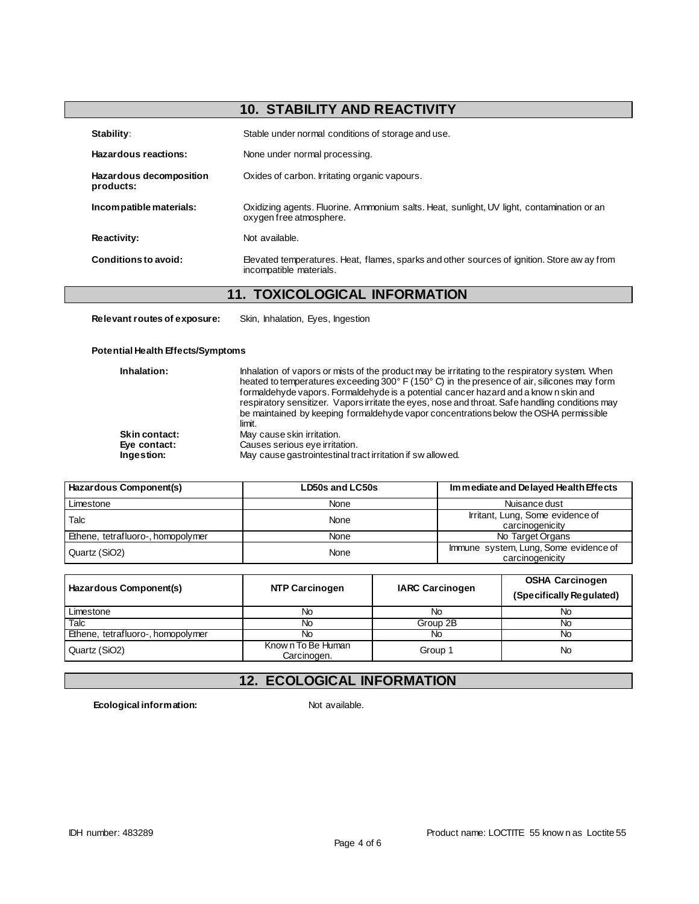## 10. STABILITY AND REACTIVITY

**Stability**: Stable under normal conditions of storage and use.

**Hazardous reactions:** None under normal processing.

**Hazardous decomposition products:** Oxides of carbon. Irritating organic vapours.

**Incompatible materials:** Oxidizing agents. Fluorine. Ammonium salts. Heat, sunlight, UV light, contamination or an oxygen free atmosphere.

**Reactivity:** Not available.

**Conditions to avoid:** Elevated temperatures. Heat, flames, sparks and other sources of ignition. Store away from incompatible materials.

## 11. TOXICOLOGICAL INFORMATION

**Relevant routes of exposure:** Skin, Inhalation, Eyes, Ingestion

**Potential Health Effects/Symptoms**

**Inhalation:** Inhalation of vapors or mists of the product may be irritating to the respiratory system. When heated to temperatures exceeding 300° F (150° C) in the presence of air, silicones may form formaldehyde vapors. Formaldehyde is a potential cancer hazard and a known skin and respiratory sensitizer. Vapors irritate the eyes, nose and throat. Safe handling conditions may be maintained by keeping formaldehyde vapor concentrations below the OSHA permissible limit.

**Skin contact:** May cause skin irritation.

**Eye contact:** Causes serious eye irritation.

**Ingestion:** May cause gastrointestinal tract irritation if swallowed.

| Hazardous Component(s) | LD50s and LC50s | Immediate and Delayed Health Effects |
|---|---|---|
| Limestone | None | Nuisance dust |
| Talc | None | Irritant, Lung, Some evidence of carcinogenicity |
| Ethene, tetrafluoro-, homopolymer | None | No Target Organs |
| Quartz ($SiO_2$) | None | Immune system, Lung, Some evidence of carcinogenicity |

| Hazardous Component(s) | NTP Carcinogen | IARC Carcinogen | OSHA Carcinogen (Specifically Regulated) |
|---|---|---|---|
| Limestone | No | No | No |
| Talc | No | Group 2B | No |
| Ethene, tetrafluoro-, homopolymer | No | No | No |
| Quartz ($SiO_2$) | Known To Be Human Carcinogen. | Group 1 | No |

## 12. ECOLOGICAL INFORMATION

**Ecological information:** Not available.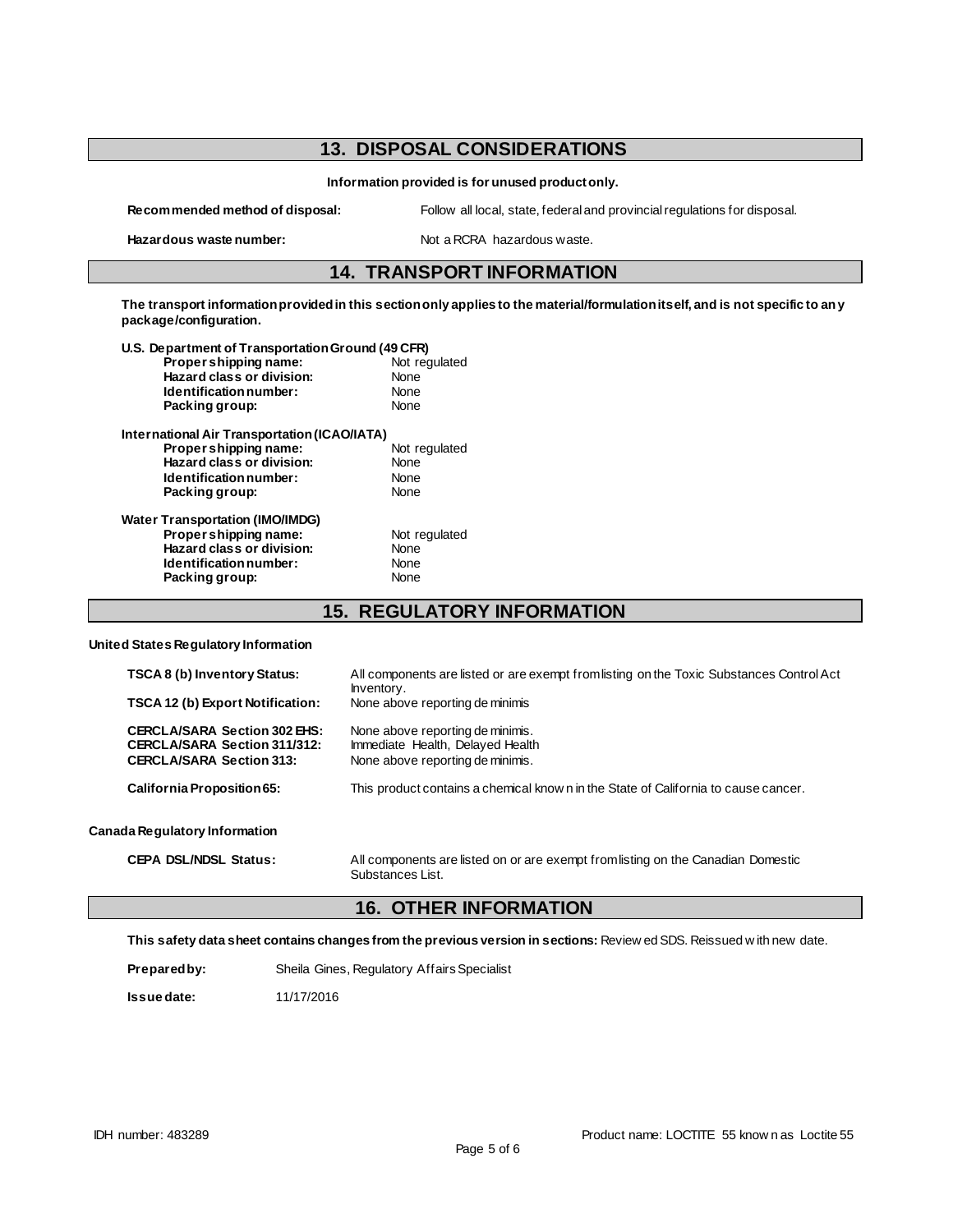## 13. DISPOSAL CONSIDERATIONS

**Information provided is for unused product only.**

| | |
|---|---|
| **Recommended method of disposal:** | Follow all local, state, federal and provincial regulations for disposal. |
| **Hazardous waste number:** | Not a RCRA hazardous waste. |

## 14. TRANSPORT INFORMATION

**The transport information provided in this section only applies to the material/formulation itself, and is not specific to any package/configuration.**

**U.S. Department of Transportation Ground (49 CFR)**

| | |
|---|---|
| **Proper shipping name:** | Not regulated |
| **Hazard class or division:** | None |
| **Identification number:** | None |
| **Packing group:** | None |

**International Air Transportation (ICAO/IATA)**

| | |
|---|---|
| **Proper shipping name:** | Not regulated |
| **Hazard class or division:** | None |
| **Identification number:** | None |
| **Packing group:** | None |

**Water Transportation (IMO/IMDG)**

| | |
|---|---|
| **Proper shipping name:** | Not regulated |
| **Hazard class or division:** | None |
| **Identification number:** | None |
| **Packing group:** | None |

## 15. REGULATORY INFORMATION

**United States Regulatory Information**

| | |
|---|---|
| **TSCA 8 (b) Inventory Status:** | All components are listed or are exempt from listing on the Toxic Substances Control Act Inventory. |
| **TSCA 12 (b) Export Notification:** | None above reporting de minimis |
| **CERCLA/SARA Section 302 EHS:** | None above reporting de minimis. |
| **CERCLA/SARA Section 311/312:** | Immediate Health, Delayed Health |
| **CERCLA/SARA Section 313:** | None above reporting de minimis. |
| **California Proposition 65:** | This product contains a chemical known in the State of California to cause cancer. |

**Canada Regulatory Information**

| | |
|---|---|
| **CEPA DSL/NDSL Status:** | All components are listed on or are exempt from listing on the Canadian Domestic Substances List. |

## 16. OTHER INFORMATION

**This safety data sheet contains changes from the previous version in sections:** Reviewed SDS. Reissued with new date.

**Prepared by:** Sheila Gines, Regulatory Affairs Specialist

**Issue date:** 11/17/2016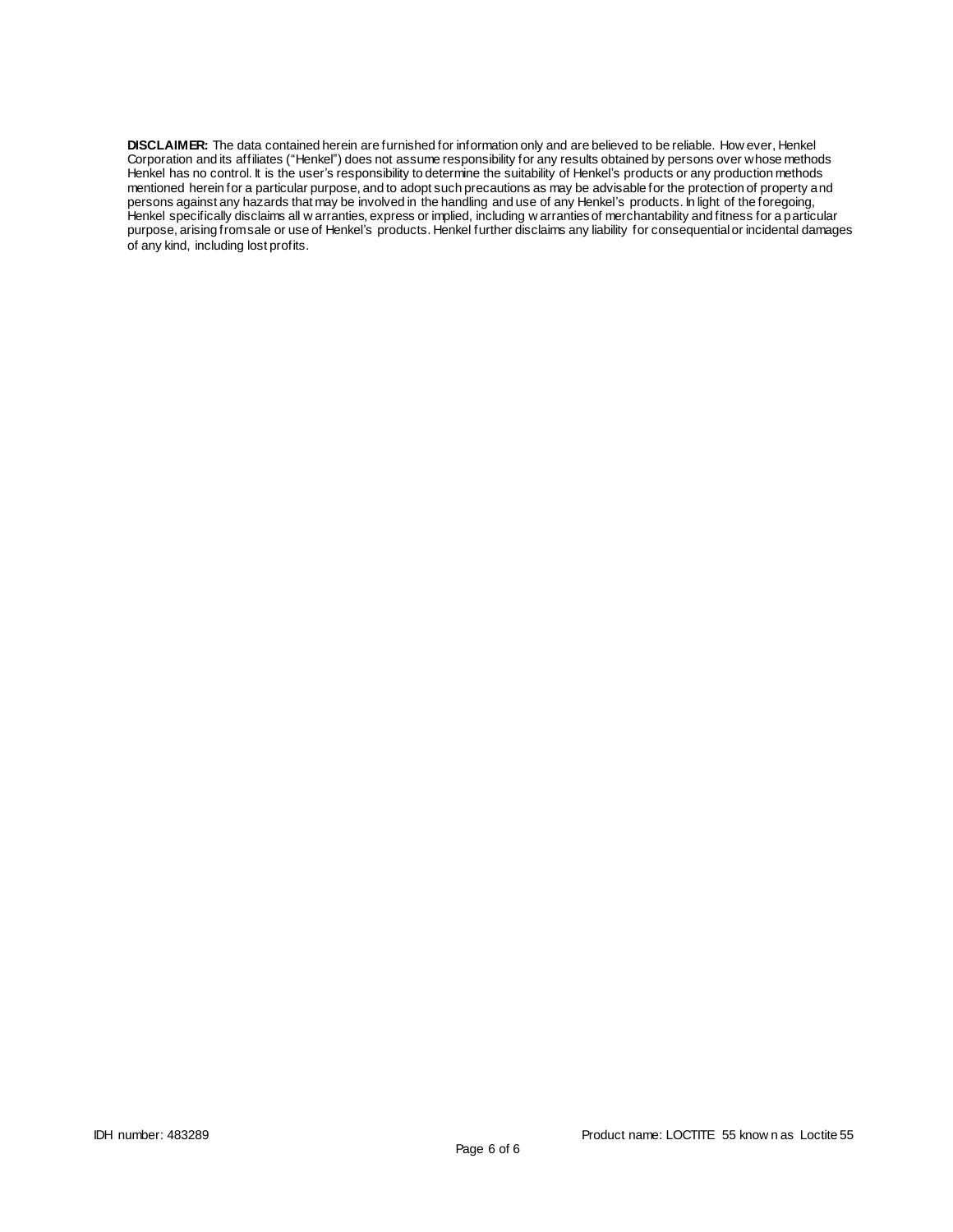**DISCLAIMER:** The data contained herein are furnished for information only and are believed to be reliable. However, Henkel Corporation and its affiliates ("Henkel") does not assume responsibility for any results obtained by persons over whose methods Henkel has no control. It is the user's responsibility to determine the suitability of Henkel's products or any production methods mentioned herein for a particular purpose, and to adopt such precautions as may be advisable for the protection of property and persons against any hazards that may be involved in the handling and use of any Henkel's products. In light of the foregoing, Henkel specifically disclaims all warranties, express or implied, including warranties of merchantability and fitness for a particular purpose, arising from sale or use of Henkel's products. Henkel further disclaims any liability for consequential or incidental damages of any kind, including lost profits.